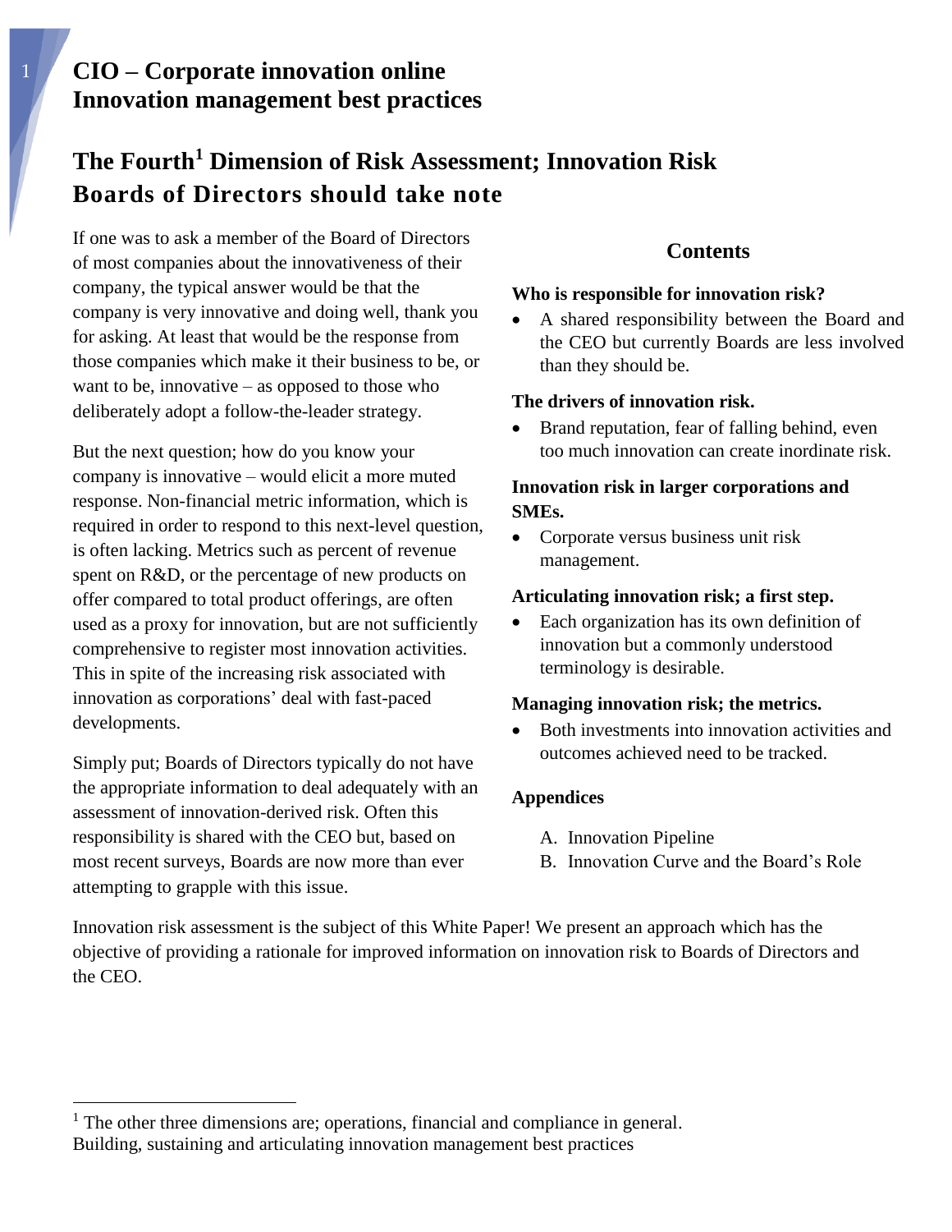# CIO – Corporate innovation online
# Innovation management best practices

## The Fourth[1] Dimension of Risk Assessment; Innovation Risk
## Boards of Directors should take note

If one was to ask a member of the Board of Directors of most companies about the innovativeness of their company, the typical answer would be that the company is very innovative and doing well, thank you for asking. At least that would be the response from those companies which make it their business to be, or want to be, innovative – as opposed to those who deliberately adopt a follow-the-leader strategy.

But the next question; how do you know your company is innovative – would elicit a more muted response. Non-financial metric information, which is required in order to respond to this next-level question, is often lacking. Metrics such as percent of revenue spent on R&D, or the percentage of new products on offer compared to total product offerings, are often used as a proxy for innovation, but are not sufficiently comprehensive to register most innovation activities. This in spite of the increasing risk associated with innovation as corporations' deal with fast-paced developments.

Simply put; Boards of Directors typically do not have the appropriate information to deal adequately with an assessment of innovation-derived risk. Often this responsibility is shared with the CEO but, based on most recent surveys, Boards are now more than ever attempting to grapple with this issue.

### Contents

**Who is responsible for innovation risk?**

- A shared responsibility between the Board and the CEO but currently Boards are less involved than they should be.

**The drivers of innovation risk.**

- Brand reputation, fear of falling behind, even too much innovation can create inordinate risk.

**Innovation risk in larger corporations and SMEs.**

- Corporate versus business unit risk management.

**Articulating innovation risk; a first step.**

- Each organization has its own definition of innovation but a commonly understood terminology is desirable.

**Managing innovation risk; the metrics.**

- Both investments into innovation activities and outcomes achieved need to be tracked.

**Appendices**

A. Innovation Pipeline
B. Innovation Curve and the Board's Role

Innovation risk assessment is the subject of this White Paper! We present an approach which has the objective of providing a rationale for improved information on innovation risk to Boards of Directors and the CEO.

[1] The other three dimensions are; operations, financial and compliance in general.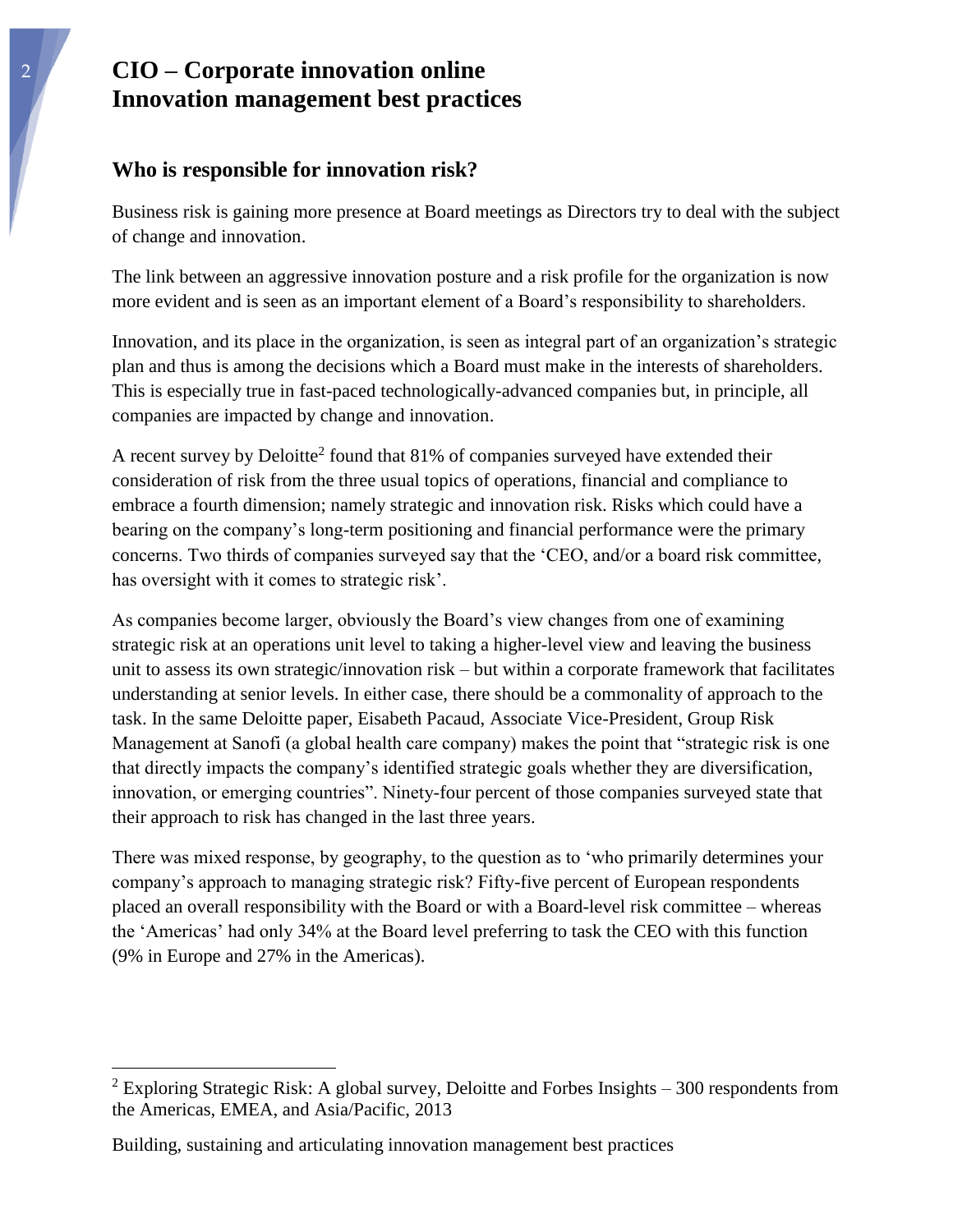# CIO – Corporate innovation online
# Innovation management best practices

## Who is responsible for innovation risk?

Business risk is gaining more presence at Board meetings as Directors try to deal with the subject of change and innovation.

The link between an aggressive innovation posture and a risk profile for the organization is now more evident and is seen as an important element of a Board's responsibility to shareholders.

Innovation, and its place in the organization, is seen as integral part of an organization's strategic plan and thus is among the decisions which a Board must make in the interests of shareholders. This is especially true in fast-paced technologically-advanced companies but, in principle, all companies are impacted by change and innovation.

A recent survey by Deloitte[2] found that 81% of companies surveyed have extended their consideration of risk from the three usual topics of operations, financial and compliance to embrace a fourth dimension; namely strategic and innovation risk. Risks which could have a bearing on the company's long-term positioning and financial performance were the primary concerns. Two thirds of companies surveyed say that the 'CEO, and/or a board risk committee, has oversight with it comes to strategic risk'.

As companies become larger, obviously the Board's view changes from one of examining strategic risk at an operations unit level to taking a higher-level view and leaving the business unit to assess its own strategic/innovation risk – but within a corporate framework that facilitates understanding at senior levels. In either case, there should be a commonality of approach to the task. In the same Deloitte paper, Eisabeth Pacaud, Associate Vice-President, Group Risk Management at Sanofi (a global health care company) makes the point that "strategic risk is one that directly impacts the company's identified strategic goals whether they are diversification, innovation, or emerging countries". Ninety-four percent of those companies surveyed state that their approach to risk has changed in the last three years.

There was mixed response, by geography, to the question as to 'who primarily determines your company's approach to managing strategic risk? Fifty-five percent of European respondents placed an overall responsibility with the Board or with a Board-level risk committee – whereas the 'Americas' had only 34% at the Board level preferring to task the CEO with this function (9% in Europe and 27% in the Americas).

---

[2] Exploring Strategic Risk: A global survey, Deloitte and Forbes Insights – 300 respondents from the Americas, EMEA, and Asia/Pacific, 2013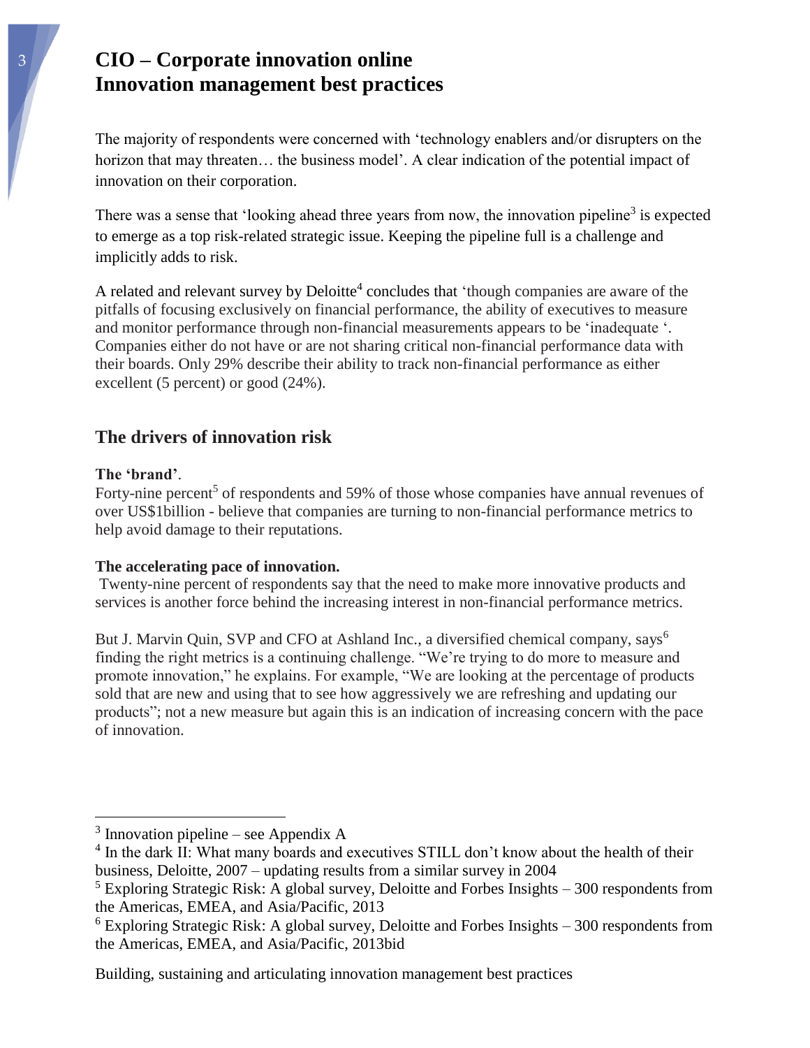# CIO – Corporate innovation online
# Innovation management best practices

The majority of respondents were concerned with 'technology enablers and/or disrupters on the horizon that may threaten… the business model'. A clear indication of the potential impact of innovation on their corporation.

There was a sense that 'looking ahead three years from now, the innovation pipeline[3] is expected to emerge as a top risk-related strategic issue. Keeping the pipeline full is a challenge and implicitly adds to risk.

A related and relevant survey by Deloitte[4] concludes that 'though companies are aware of the pitfalls of focusing exclusively on financial performance, the ability of executives to measure and monitor performance through non-financial measurements appears to be 'inadequate '. Companies either do not have or are not sharing critical non-financial performance data with their boards. Only 29% describe their ability to track non-financial performance as either excellent (5 percent) or good (24%).

## The drivers of innovation risk

**The 'brand'**.
Forty-nine percent[5] of respondents and 59% of those whose companies have annual revenues of over US$1billion - believe that companies are turning to non-financial performance metrics to help avoid damage to their reputations.

**The accelerating pace of innovation.**
Twenty-nine percent of respondents say that the need to make more innovative products and services is another force behind the increasing interest in non-financial performance metrics.

But J. Marvin Quin, SVP and CFO at Ashland Inc., a diversified chemical company, says[6] finding the right metrics is a continuing challenge. "We're trying to do more to measure and promote innovation," he explains. For example, "We are looking at the percentage of products sold that are new and using that to see how aggressively we are refreshing and updating our products"; not a new measure but again this is an indication of increasing concern with the pace of innovation.

---

[3] Innovation pipeline – see Appendix A

[4] In the dark II: What many boards and executives STILL don't know about the health of their business, Deloitte, 2007 – updating results from a similar survey in 2004

[5] Exploring Strategic Risk: A global survey, Deloitte and Forbes Insights – 300 respondents from the Americas, EMEA, and Asia/Pacific, 2013

[6] Exploring Strategic Risk: A global survey, Deloitte and Forbes Insights – 300 respondents from the Americas, EMEA, and Asia/Pacific, 2013bid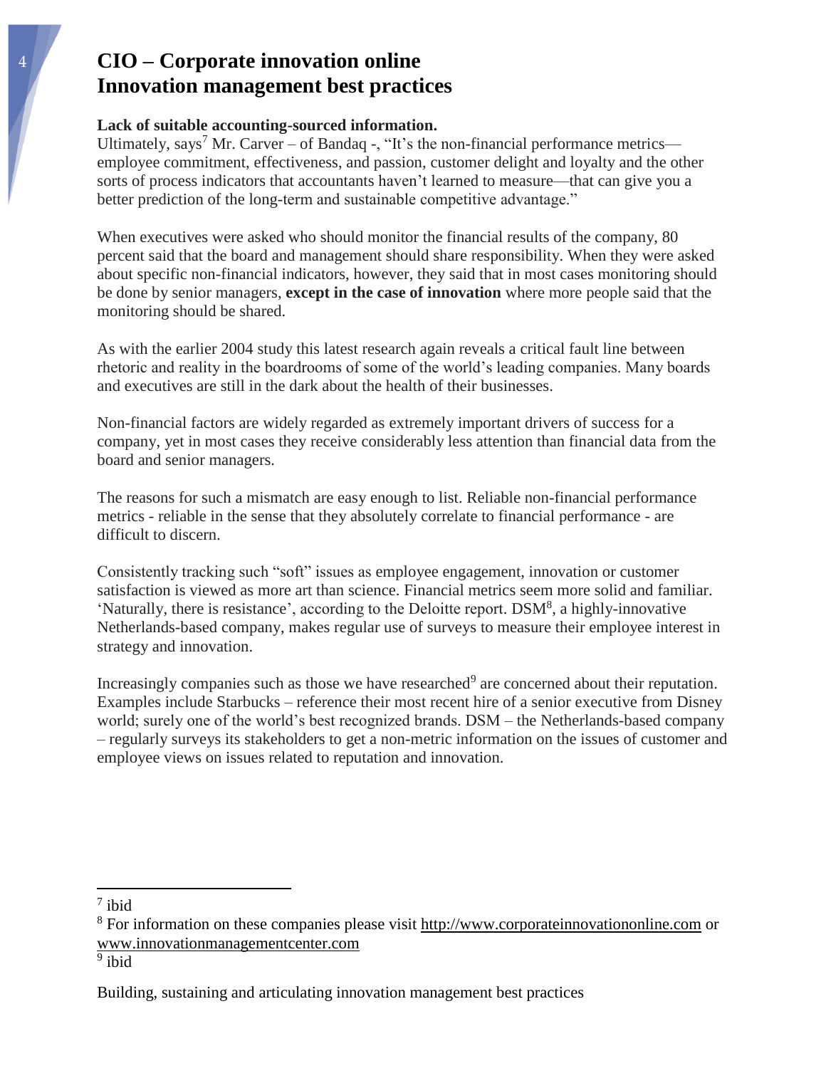# CIO – Corporate innovation online
# Innovation management best practices

**Lack of suitable accounting-sourced information.**

Ultimately, says[7] Mr. Carver – of Bandaq -, "It's the non-financial performance metrics—employee commitment, effectiveness, and passion, customer delight and loyalty and the other sorts of process indicators that accountants haven't learned to measure—that can give you a better prediction of the long-term and sustainable competitive advantage."

When executives were asked who should monitor the financial results of the company, 80 percent said that the board and management should share responsibility. When they were asked about specific non-financial indicators, however, they said that in most cases monitoring should be done by senior managers, **except in the case of innovation** where more people said that the monitoring should be shared.

As with the earlier 2004 study this latest research again reveals a critical fault line between rhetoric and reality in the boardrooms of some of the world's leading companies. Many boards and executives are still in the dark about the health of their businesses.

Non-financial factors are widely regarded as extremely important drivers of success for a company, yet in most cases they receive considerably less attention than financial data from the board and senior managers.

The reasons for such a mismatch are easy enough to list. Reliable non-financial performance metrics - reliable in the sense that they absolutely correlate to financial performance - are difficult to discern.

Consistently tracking such "soft" issues as employee engagement, innovation or customer satisfaction is viewed as more art than science. Financial metrics seem more solid and familiar. 'Naturally, there is resistance', according to the Deloitte report. DSM[8], a highly-innovative Netherlands-based company, makes regular use of surveys to measure their employee interest in strategy and innovation.

Increasingly companies such as those we have researched[9] are concerned about their reputation. Examples include Starbucks – reference their most recent hire of a senior executive from Disney world; surely one of the world's best recognized brands. DSM – the Netherlands-based company – regularly surveys its stakeholders to get a non-metric information on the issues of customer and employee views on issues related to reputation and innovation.

---

[7] ibid

[8] For information on these companies please visit http://www.corporateinnovationonline.com or www.innovationmanagementcenter.com

[9] ibid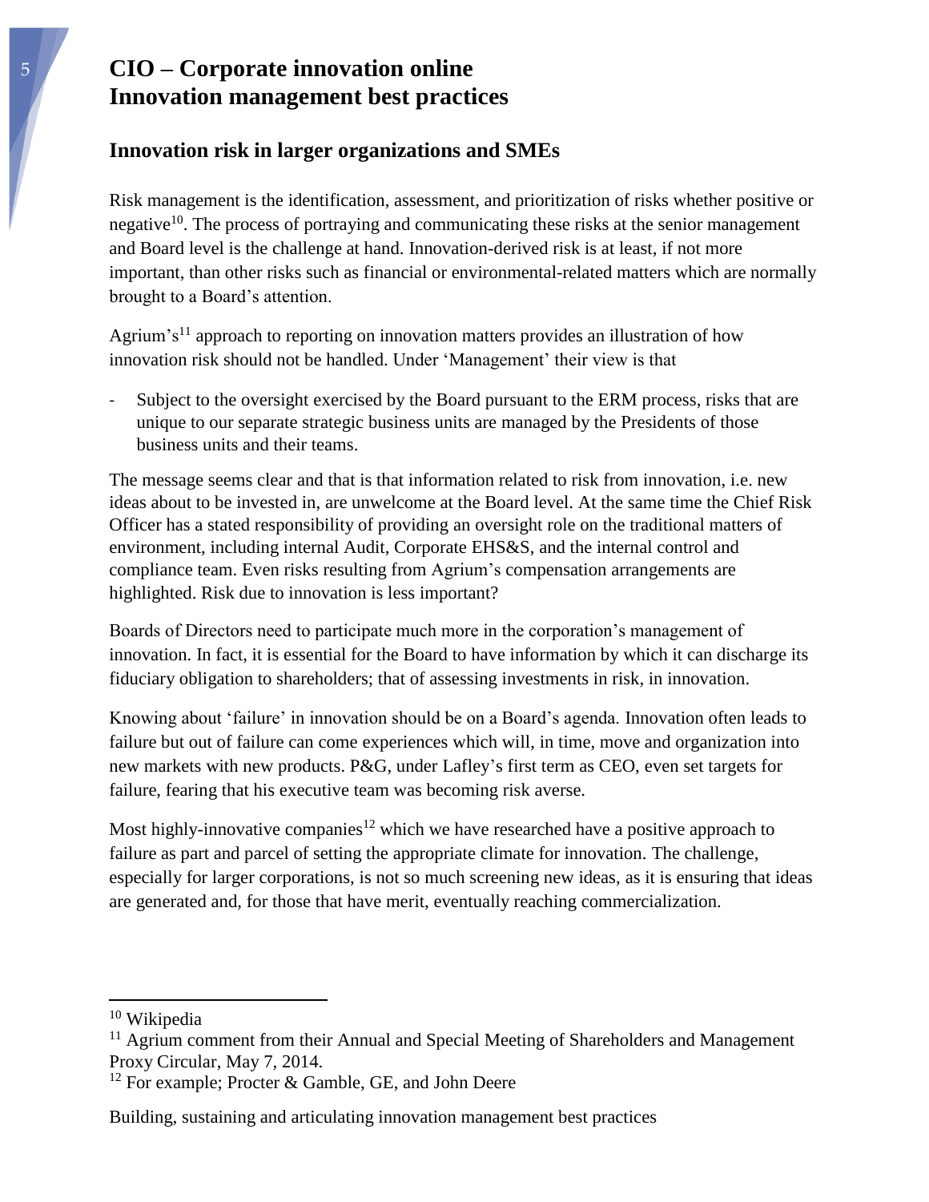# CIO – Corporate innovation online
# Innovation management best practices

## Innovation risk in larger organizations and SMEs

Risk management is the identification, assessment, and prioritization of risks whether positive or negative[10]. The process of portraying and communicating these risks at the senior management and Board level is the challenge at hand. Innovation-derived risk is at least, if not more important, than other risks such as financial or environmental-related matters which are normally brought to a Board's attention.

Agrium's[11] approach to reporting on innovation matters provides an illustration of how innovation risk should not be handled. Under 'Management' their view is that

- Subject to the oversight exercised by the Board pursuant to the ERM process, risks that are unique to our separate strategic business units are managed by the Presidents of those business units and their teams.

The message seems clear and that is that information related to risk from innovation, i.e. new ideas about to be invested in, are unwelcome at the Board level. At the same time the Chief Risk Officer has a stated responsibility of providing an oversight role on the traditional matters of environment, including internal Audit, Corporate EHS&S, and the internal control and compliance team. Even risks resulting from Agrium's compensation arrangements are highlighted. Risk due to innovation is less important?

Boards of Directors need to participate much more in the corporation's management of innovation. In fact, it is essential for the Board to have information by which it can discharge its fiduciary obligation to shareholders; that of assessing investments in risk, in innovation.

Knowing about 'failure' in innovation should be on a Board's agenda. Innovation often leads to failure but out of failure can come experiences which will, in time, move and organization into new markets with new products. P&G, under Lafley's first term as CEO, even set targets for failure, fearing that his executive team was becoming risk averse.

Most highly-innovative companies[12] which we have researched have a positive approach to failure as part and parcel of setting the appropriate climate for innovation. The challenge, especially for larger corporations, is not so much screening new ideas, as it is ensuring that ideas are generated and, for those that have merit, eventually reaching commercialization.

---

[10] Wikipedia

[11] Agrium comment from their Annual and Special Meeting of Shareholders and Management Proxy Circular, May 7, 2014.

[12] For example; Procter & Gamble, GE, and John Deere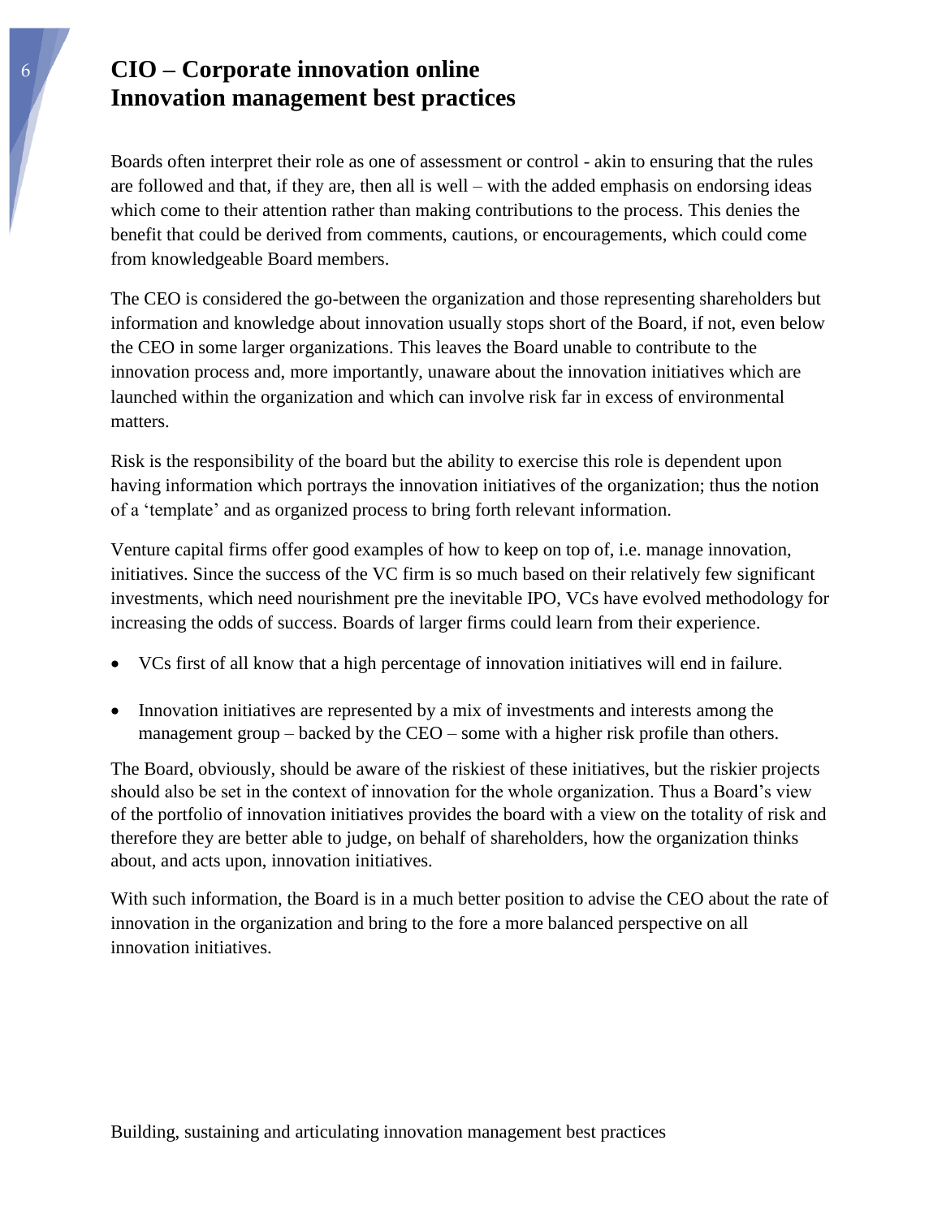# CIO – Corporate innovation online
# Innovation management best practices

Boards often interpret their role as one of assessment or control - akin to ensuring that the rules are followed and that, if they are, then all is well – with the added emphasis on endorsing ideas which come to their attention rather than making contributions to the process. This denies the benefit that could be derived from comments, cautions, or encouragements, which could come from knowledgeable Board members.

The CEO is considered the go-between the organization and those representing shareholders but information and knowledge about innovation usually stops short of the Board, if not, even below the CEO in some larger organizations. This leaves the Board unable to contribute to the innovation process and, more importantly, unaware about the innovation initiatives which are launched within the organization and which can involve risk far in excess of environmental matters.

Risk is the responsibility of the board but the ability to exercise this role is dependent upon having information which portrays the innovation initiatives of the organization; thus the notion of a 'template' and as organized process to bring forth relevant information.

Venture capital firms offer good examples of how to keep on top of, i.e. manage innovation, initiatives. Since the success of the VC firm is so much based on their relatively few significant investments, which need nourishment pre the inevitable IPO, VCs have evolved methodology for increasing the odds of success. Boards of larger firms could learn from their experience.

- VCs first of all know that a high percentage of innovation initiatives will end in failure.
- Innovation initiatives are represented by a mix of investments and interests among the management group – backed by the CEO – some with a higher risk profile than others.

The Board, obviously, should be aware of the riskiest of these initiatives, but the riskier projects should also be set in the context of innovation for the whole organization. Thus a Board's view of the portfolio of innovation initiatives provides the board with a view on the totality of risk and therefore they are better able to judge, on behalf of shareholders, how the organization thinks about, and acts upon, innovation initiatives.

With such information, the Board is in a much better position to advise the CEO about the rate of innovation in the organization and bring to the fore a more balanced perspective on all innovation initiatives.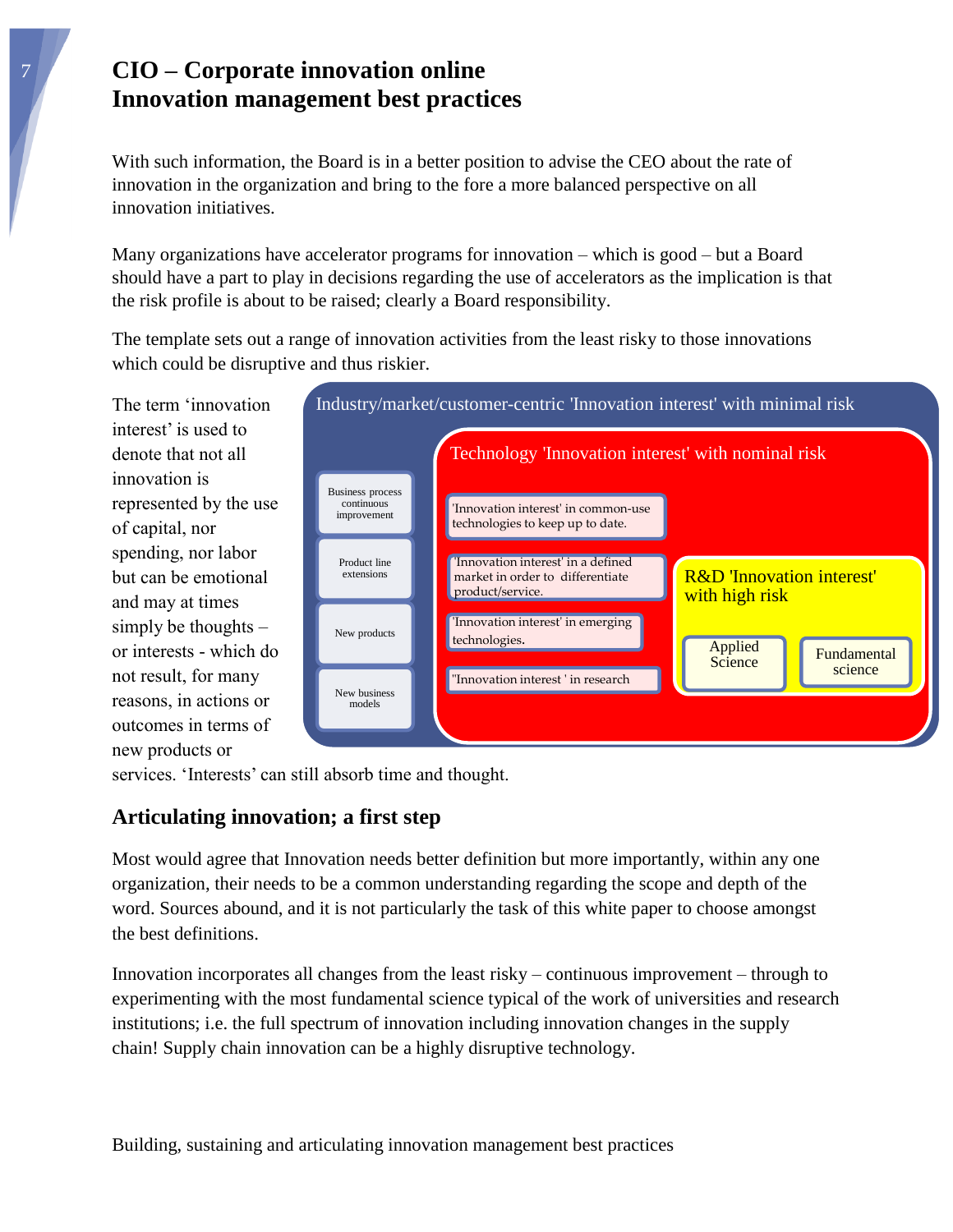# CIO – Corporate innovation online
# Innovation management best practices

With such information, the Board is in a better position to advise the CEO about the rate of innovation in the organization and bring to the fore a more balanced perspective on all innovation initiatives.

Many organizations have accelerator programs for innovation – which is good – but a Board should have a part to play in decisions regarding the use of accelerators as the implication is that the risk profile is about to be raised; clearly a Board responsibility.

The template sets out a range of innovation activities from the least risky to those innovations which could be disruptive and thus riskier.

Industry/market/customer-centric 'Innovation interest' with minimal risk

- Business process continuous improvement
- Product line extensions
- New products
- New business models

Technology 'Innovation interest' with nominal risk

- 'Innovation interest' in common-use technologies to keep up to date.
- 'Innovation interest' in a defined market in order to differentiate product/service.
- 'Innovation interest' in emerging technologies.
- "Innovation interest ' in research

R&D 'Innovation interest' with high risk

- Applied Science
- Fundamental science

The term 'innovation interest' is used to denote that not all innovation is represented by the use of capital, nor spending, nor labor but can be emotional and may at times simply be thoughts – or interests - which do not result, for many reasons, in actions or outcomes in terms of new products or services. 'Interests' can still absorb time and thought.

## Articulating innovation; a first step

Most would agree that Innovation needs better definition but more importantly, within any one organization, their needs to be a common understanding regarding the scope and depth of the word. Sources abound, and it is not particularly the task of this white paper to choose amongst the best definitions.

Innovation incorporates all changes from the least risky – continuous improvement – through to experimenting with the most fundamental science typical of the work of universities and research institutions; i.e. the full spectrum of innovation including innovation changes in the supply chain! Supply chain innovation can be a highly disruptive technology.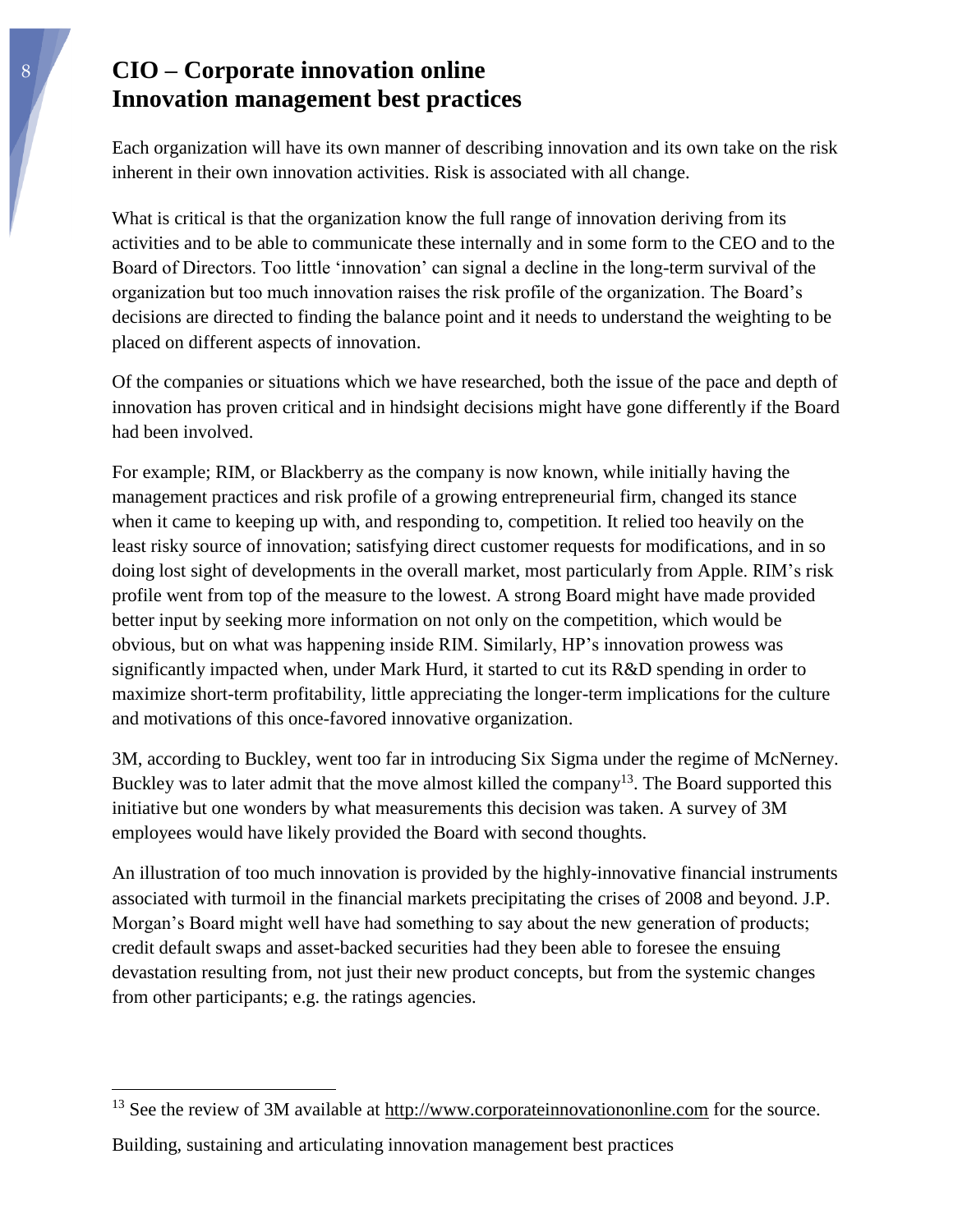# CIO – Corporate innovation online
# Innovation management best practices

Each organization will have its own manner of describing innovation and its own take on the risk inherent in their own innovation activities. Risk is associated with all change.

What is critical is that the organization know the full range of innovation deriving from its activities and to be able to communicate these internally and in some form to the CEO and to the Board of Directors. Too little 'innovation' can signal a decline in the long-term survival of the organization but too much innovation raises the risk profile of the organization. The Board's decisions are directed to finding the balance point and it needs to understand the weighting to be placed on different aspects of innovation.

Of the companies or situations which we have researched, both the issue of the pace and depth of innovation has proven critical and in hindsight decisions might have gone differently if the Board had been involved.

For example; RIM, or Blackberry as the company is now known, while initially having the management practices and risk profile of a growing entrepreneurial firm, changed its stance when it came to keeping up with, and responding to, competition. It relied too heavily on the least risky source of innovation; satisfying direct customer requests for modifications, and in so doing lost sight of developments in the overall market, most particularly from Apple. RIM's risk profile went from top of the measure to the lowest. A strong Board might have made provided better input by seeking more information on not only on the competition, which would be obvious, but on what was happening inside RIM. Similarly, HP's innovation prowess was significantly impacted when, under Mark Hurd, it started to cut its R&D spending in order to maximize short-term profitability, little appreciating the longer-term implications for the culture and motivations of this once-favored innovative organization.

3M, according to Buckley, went too far in introducing Six Sigma under the regime of McNerney. Buckley was to later admit that the move almost killed the company[13]. The Board supported this initiative but one wonders by what measurements this decision was taken. A survey of 3M employees would have likely provided the Board with second thoughts.

An illustration of too much innovation is provided by the highly-innovative financial instruments associated with turmoil in the financial markets precipitating the crises of 2008 and beyond. J.P. Morgan's Board might well have had something to say about the new generation of products; credit default swaps and asset-backed securities had they been able to foresee the ensuing devastation resulting from, not just their new product concepts, but from the systemic changes from other participants; e.g. the ratings agencies.

---

[13] See the review of 3M available at http://www.corporateinnovationonline.com for the source.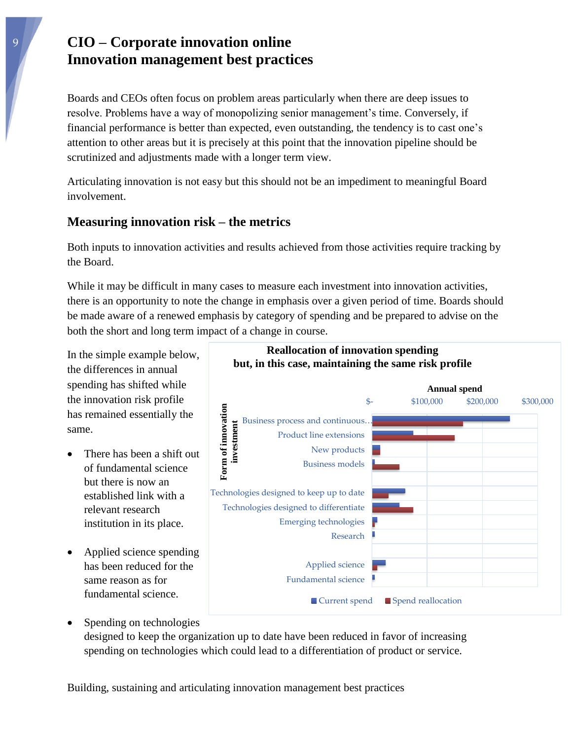# CIO – Corporate innovation online
# Innovation management best practices

Boards and CEOs often focus on problem areas particularly when there are deep issues to resolve. Problems have a way of monopolizing senior management's time. Conversely, if financial performance is better than expected, even outstanding, the tendency is to cast one's attention to other areas but it is precisely at this point that the innovation pipeline should be scrutinized and adjustments made with a longer term view.

Articulating innovation is not easy but this should not be an impediment to meaningful Board involvement.

## Measuring innovation risk – the metrics

Both inputs to innovation activities and results achieved from those activities require tracking by the Board.

While it may be difficult in many cases to measure each investment into innovation activities, there is an opportunity to note the change in emphasis over a given period of time. Boards should be made aware of a renewed emphasis by category of spending and be prepared to advise on the both the short and long term impact of a change in course.

In the simple example below, the differences in annual spending has shifted while the innovation risk profile has remained essentially the same.

- There has been a shift out of fundamental science but there is now an established link with a relevant research institution in its place.
- Applied science spending has been reduced for the same reason as for fundamental science.
- Spending on technologies designed to keep the organization up to date have been reduced in favor of increasing spending on technologies which could lead to a differentiation of product or service.

Building, sustaining and articulating innovation management best practices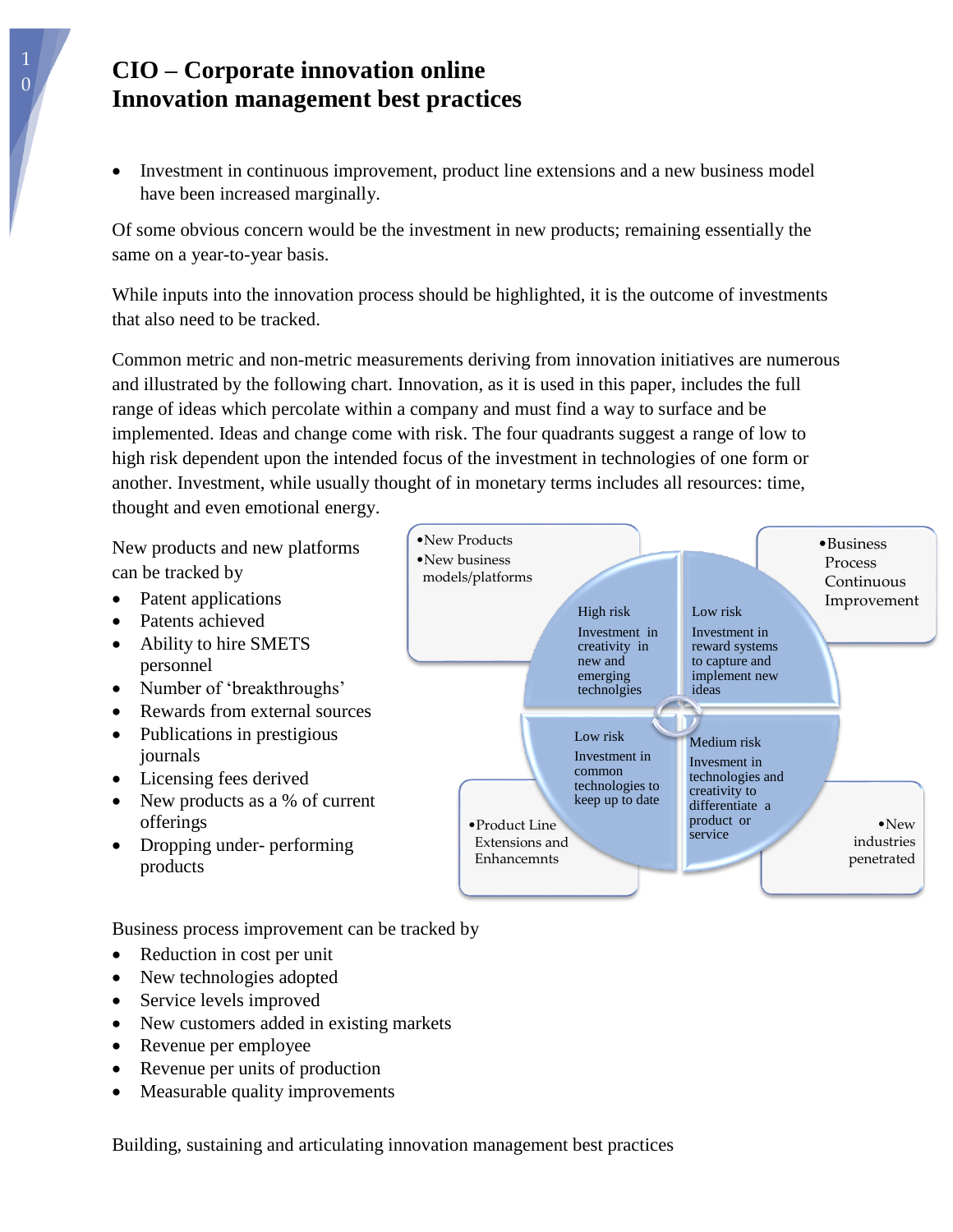# CIO – Corporate innovation online
# Innovation management best practices

- Investment in continuous improvement, product line extensions and a new business model have been increased marginally.

Of some obvious concern would be the investment in new products; remaining essentially the same on a year-to-year basis.

While inputs into the innovation process should be highlighted, it is the outcome of investments that also need to be tracked.

Common metric and non-metric measurements deriving from innovation initiatives are numerous and illustrated by the following chart. Innovation, as it is used in this paper, includes the full range of ideas which percolate within a company and must find a way to surface and be implemented. Ideas and change come with risk. The four quadrants suggest a range of low to high risk dependent upon the intended focus of the investment in technologies of one form or another. Investment, while usually thought of in monetary terms includes all resources: time, thought and even emotional energy.

New products and new platforms can be tracked by

- Patent applications
- Patents achieved
- Ability to hire SMETS personnel
- Number of 'breakthroughs'
- Rewards from external sources
- Publications in prestigious journals
- Licensing fees derived
- New products as a % of current offerings
- Dropping under- performing products

- New Products
- New business models/platforms

High risk
Investment in creativity in new and emerging technolgies

- Business Process Continuous Improvement

Low risk
Investment in reward systems to capture and implement new ideas

Low risk
Investment in common technologies to keep up to date

- Product Line Extensions and Enhancemnts

Medium risk
Invesment in technologies and creativity to differentiate a product or service

- New industries penetrated

Business process improvement can be tracked by

- Reduction in cost per unit
- New technologies adopted
- Service levels improved
- New customers added in existing markets
- Revenue per employee
- Revenue per units of production
- Measurable quality improvements

Building, sustaining and articulating innovation management best practices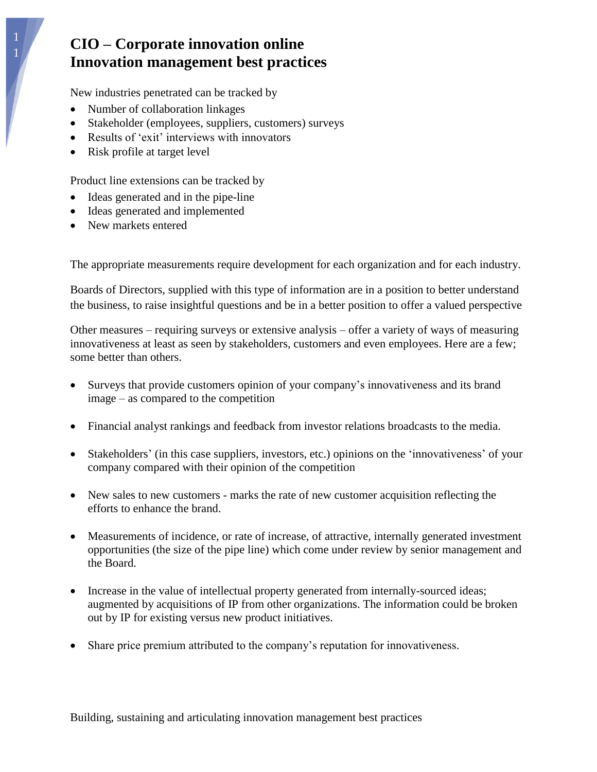# CIO – Corporate innovation online
# Innovation management best practices

New industries penetrated can be tracked by

- Number of collaboration linkages
- Stakeholder (employees, suppliers, customers) surveys
- Results of 'exit' interviews with innovators
- Risk profile at target level

Product line extensions can be tracked by

- Ideas generated and in the pipe-line
- Ideas generated and implemented
- New markets entered

The appropriate measurements require development for each organization and for each industry.

Boards of Directors, supplied with this type of information are in a position to better understand the business, to raise insightful questions and be in a better position to offer a valued perspective

Other measures – requiring surveys or extensive analysis – offer a variety of ways of measuring innovativeness at least as seen by stakeholders, customers and even employees. Here are a few; some better than others.

- Surveys that provide customers opinion of your company's innovativeness and its brand image – as compared to the competition

- Financial analyst rankings and feedback from investor relations broadcasts to the media.

- Stakeholders' (in this case suppliers, investors, etc.) opinions on the 'innovativeness' of your company compared with their opinion of the competition

- New sales to new customers - marks the rate of new customer acquisition reflecting the efforts to enhance the brand.

- Measurements of incidence, or rate of increase, of attractive, internally generated investment opportunities (the size of the pipe line) which come under review by senior management and the Board.

- Increase in the value of intellectual property generated from internally-sourced ideas; augmented by acquisitions of IP from other organizations. The information could be broken out by IP for existing versus new product initiatives.

- Share price premium attributed to the company's reputation for innovativeness.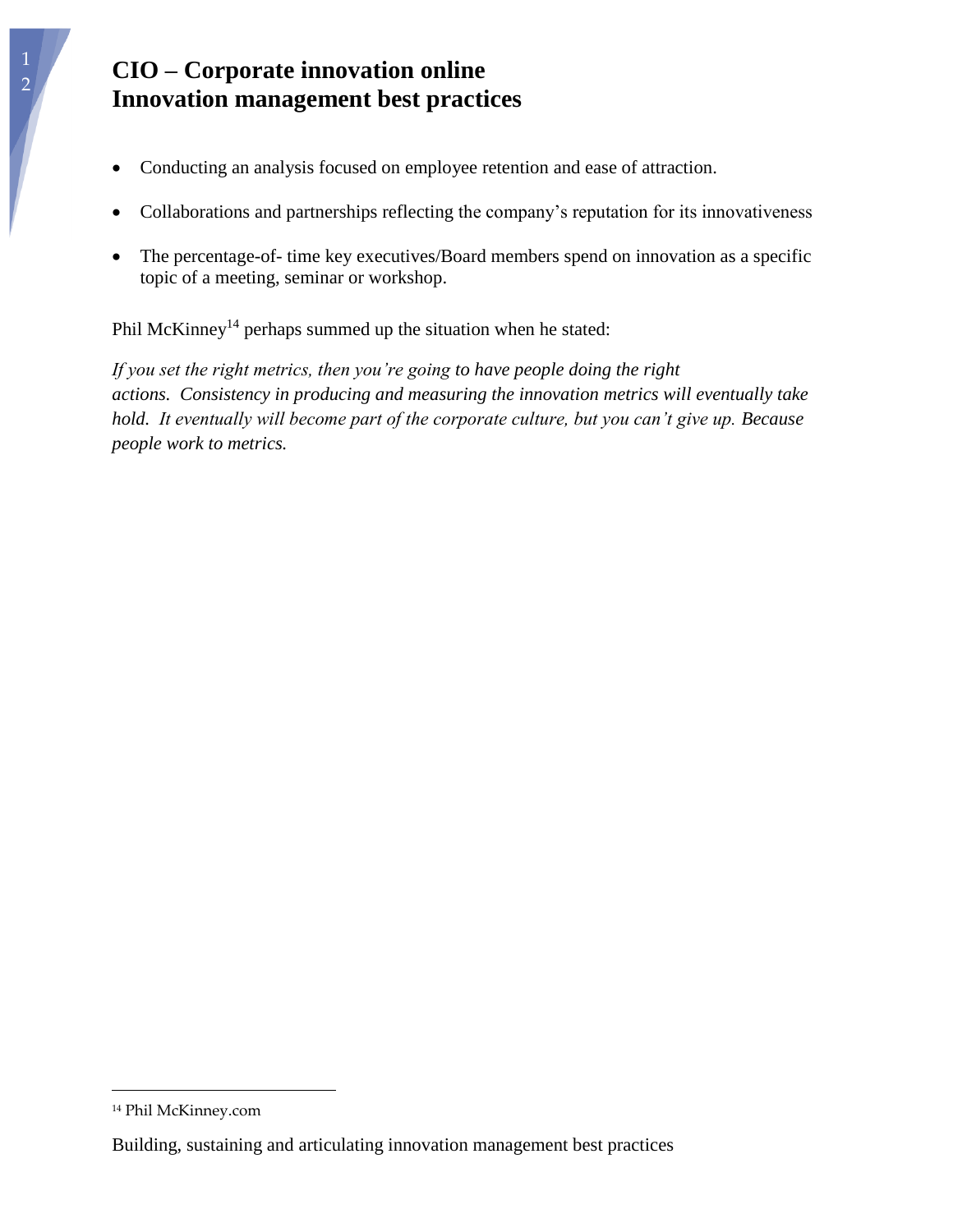- Conducting an analysis focused on employee retention and ease of attraction.
- Collaborations and partnerships reflecting the company's reputation for its innovativeness
- The percentage-of- time key executives/Board members spend on innovation as a specific topic of a meeting, seminar or workshop.

Phil McKinney[14] perhaps summed up the situation when he stated:

*If you set the right metrics, then you're going to have people doing the right actions. Consistency in producing and measuring the innovation metrics will eventually take hold. It eventually will become part of the corporate culture, but you can't give up. Because people work to metrics.*

[14] Phil McKinney.com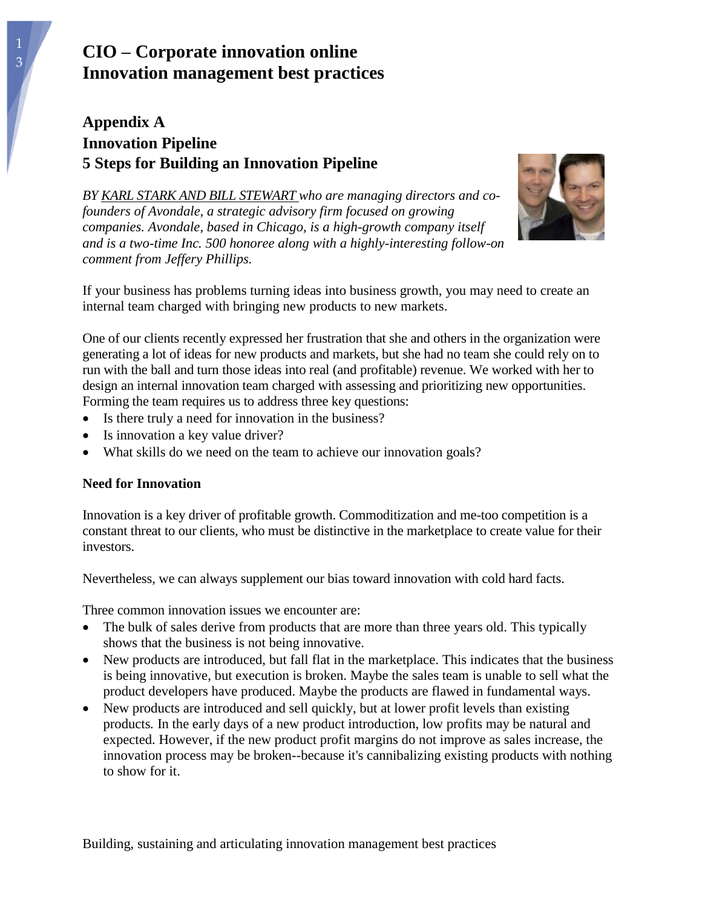# CIO – Corporate innovation online
# Innovation management best practices

## Appendix A
## Innovation Pipeline
## 5 Steps for Building an Innovation Pipeline

*BY KARL STARK AND BILL STEWART who are managing directors and co-founders of Avondale, a strategic advisory firm focused on growing companies. Avondale, based in Chicago, is a high-growth company itself and is a two-time Inc. 500 honoree along with a highly-interesting follow-on comment from Jeffery Phillips.*

If your business has problems turning ideas into business growth, you may need to create an internal team charged with bringing new products to new markets.

One of our clients recently expressed her frustration that she and others in the organization were generating a lot of ideas for new products and markets, but she had no team she could rely on to run with the ball and turn those ideas into real (and profitable) revenue. We worked with her to design an internal innovation team charged with assessing and prioritizing new opportunities. Forming the team requires us to address three key questions:

- Is there truly a need for innovation in the business?
- Is innovation a key value driver?
- What skills do we need on the team to achieve our innovation goals?

**Need for Innovation**

Innovation is a key driver of profitable growth. Commoditization and me-too competition is a constant threat to our clients, who must be distinctive in the marketplace to create value for their investors.

Nevertheless, we can always supplement our bias toward innovation with cold hard facts.

Three common innovation issues we encounter are:

- The bulk of sales derive from products that are more than three years old. This typically shows that the business is not being innovative.
- New products are introduced, but fall flat in the marketplace. This indicates that the business is being innovative, but execution is broken. Maybe the sales team is unable to sell what the product developers have produced. Maybe the products are flawed in fundamental ways.
- New products are introduced and sell quickly, but at lower profit levels than existing products. In the early days of a new product introduction, low profits may be natural and expected. However, if the new product profit margins do not improve as sales increase, the innovation process may be broken--because it's cannibalizing existing products with nothing to show for it.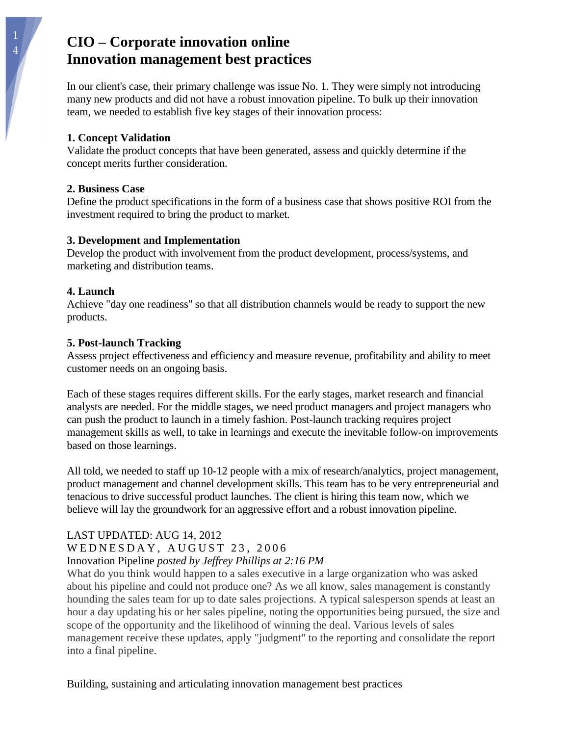# CIO – Corporate innovation online
# Innovation management best practices

In our client's case, their primary challenge was issue No. 1. They were simply not introducing many new products and did not have a robust innovation pipeline. To bulk up their innovation team, we needed to establish five key stages of their innovation process:

**1. Concept Validation**
Validate the product concepts that have been generated, assess and quickly determine if the concept merits further consideration.

**2. Business Case**
Define the product specifications in the form of a business case that shows positive ROI from the investment required to bring the product to market.

**3. Development and Implementation**
Develop the product with involvement from the product development, process/systems, and marketing and distribution teams.

**4. Launch**
Achieve "day one readiness" so that all distribution channels would be ready to support the new products.

**5. Post-launch Tracking**
Assess project effectiveness and efficiency and measure revenue, profitability and ability to meet customer needs on an ongoing basis.

Each of these stages requires different skills. For the early stages, market research and financial analysts are needed. For the middle stages, we need product managers and project managers who can push the product to launch in a timely fashion. Post-launch tracking requires project management skills as well, to take in learnings and execute the inevitable follow-on improvements based on those learnings.

All told, we needed to staff up 10-12 people with a mix of research/analytics, project management, product management and channel development skills. This team has to be very entrepreneurial and tenacious to drive successful product launches. The client is hiring this team now, which we believe will lay the groundwork for an aggressive effort and a robust innovation pipeline.

LAST UPDATED: AUG 14, 2012
WEDNESDAY, AUGUST 23, 2006
Innovation Pipeline *posted by Jeffrey Phillips at 2:16 PM*
What do you think would happen to a sales executive in a large organization who was asked about his pipeline and could not produce one? As we all know, sales management is constantly hounding the sales team for up to date sales projections. A typical salesperson spends at least an hour a day updating his or her sales pipeline, noting the opportunities being pursued, the size and scope of the opportunity and the likelihood of winning the deal. Various levels of sales management receive these updates, apply "judgment" to the reporting and consolidate the report into a final pipeline.

Building, sustaining and articulating innovation management best practices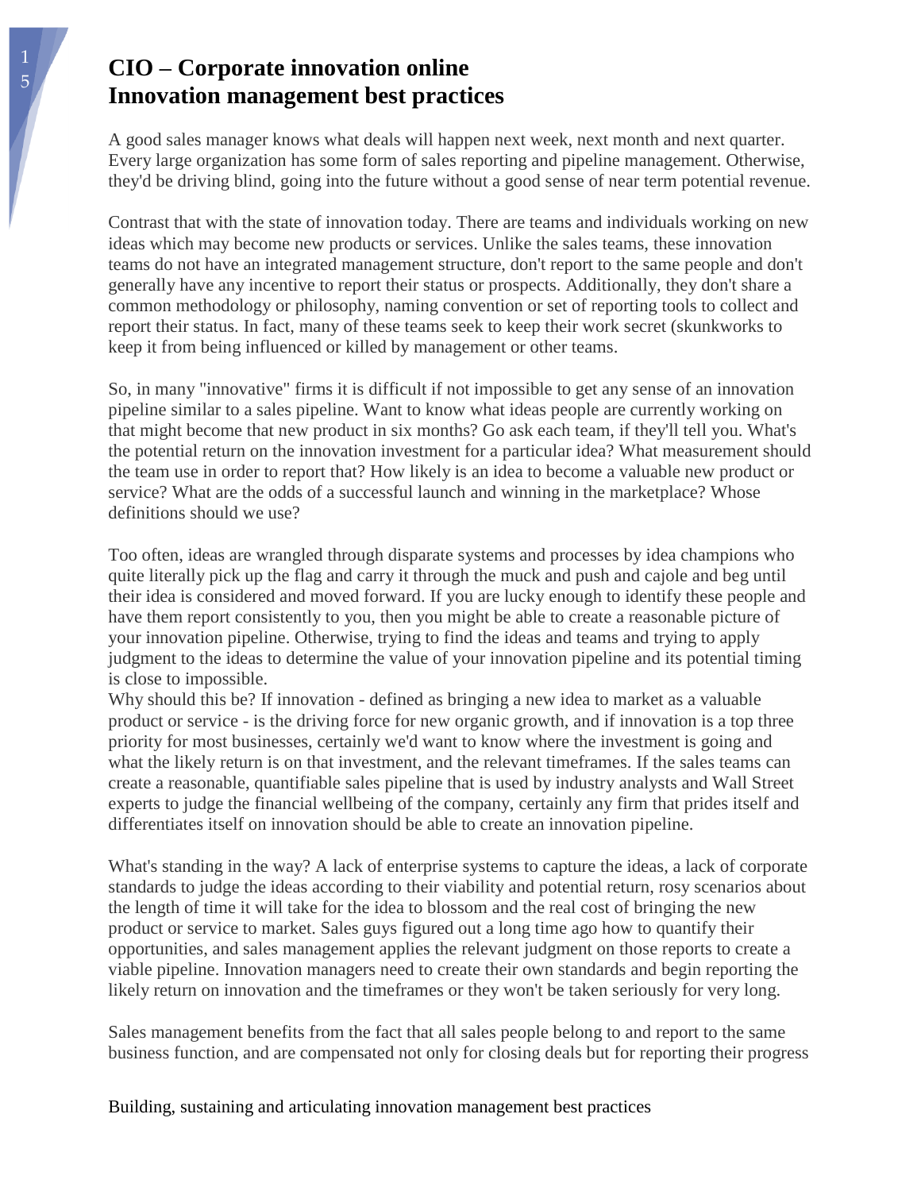# CIO – Corporate innovation online
# Innovation management best practices

A good sales manager knows what deals will happen next week, next month and next quarter. Every large organization has some form of sales reporting and pipeline management. Otherwise, they'd be driving blind, going into the future without a good sense of near term potential revenue.

Contrast that with the state of innovation today. There are teams and individuals working on new ideas which may become new products or services. Unlike the sales teams, these innovation teams do not have an integrated management structure, don't report to the same people and don't generally have any incentive to report their status or prospects. Additionally, they don't share a common methodology or philosophy, naming convention or set of reporting tools to collect and report their status. In fact, many of these teams seek to keep their work secret (skunkworks to keep it from being influenced or killed by management or other teams.

So, in many "innovative" firms it is difficult if not impossible to get any sense of an innovation pipeline similar to a sales pipeline. Want to know what ideas people are currently working on that might become that new product in six months? Go ask each team, if they'll tell you. What's the potential return on the innovation investment for a particular idea? What measurement should the team use in order to report that? How likely is an idea to become a valuable new product or service? What are the odds of a successful launch and winning in the marketplace? Whose definitions should we use?

Too often, ideas are wrangled through disparate systems and processes by idea champions who quite literally pick up the flag and carry it through the muck and push and cajole and beg until their idea is considered and moved forward. If you are lucky enough to identify these people and have them report consistently to you, then you might be able to create a reasonable picture of your innovation pipeline. Otherwise, trying to find the ideas and teams and trying to apply judgment to the ideas to determine the value of your innovation pipeline and its potential timing is close to impossible.
Why should this be? If innovation - defined as bringing a new idea to market as a valuable product or service - is the driving force for new organic growth, and if innovation is a top three priority for most businesses, certainly we'd want to know where the investment is going and what the likely return is on that investment, and the relevant timeframes. If the sales teams can create a reasonable, quantifiable sales pipeline that is used by industry analysts and Wall Street experts to judge the financial wellbeing of the company, certainly any firm that prides itself and differentiates itself on innovation should be able to create an innovation pipeline.

What's standing in the way? A lack of enterprise systems to capture the ideas, a lack of corporate standards to judge the ideas according to their viability and potential return, rosy scenarios about the length of time it will take for the idea to blossom and the real cost of bringing the new product or service to market. Sales guys figured out a long time ago how to quantify their opportunities, and sales management applies the relevant judgment on those reports to create a viable pipeline. Innovation managers need to create their own standards and begin reporting the likely return on innovation and the timeframes or they won't be taken seriously for very long.

Sales management benefits from the fact that all sales people belong to and report to the same business function, and are compensated not only for closing deals but for reporting their progress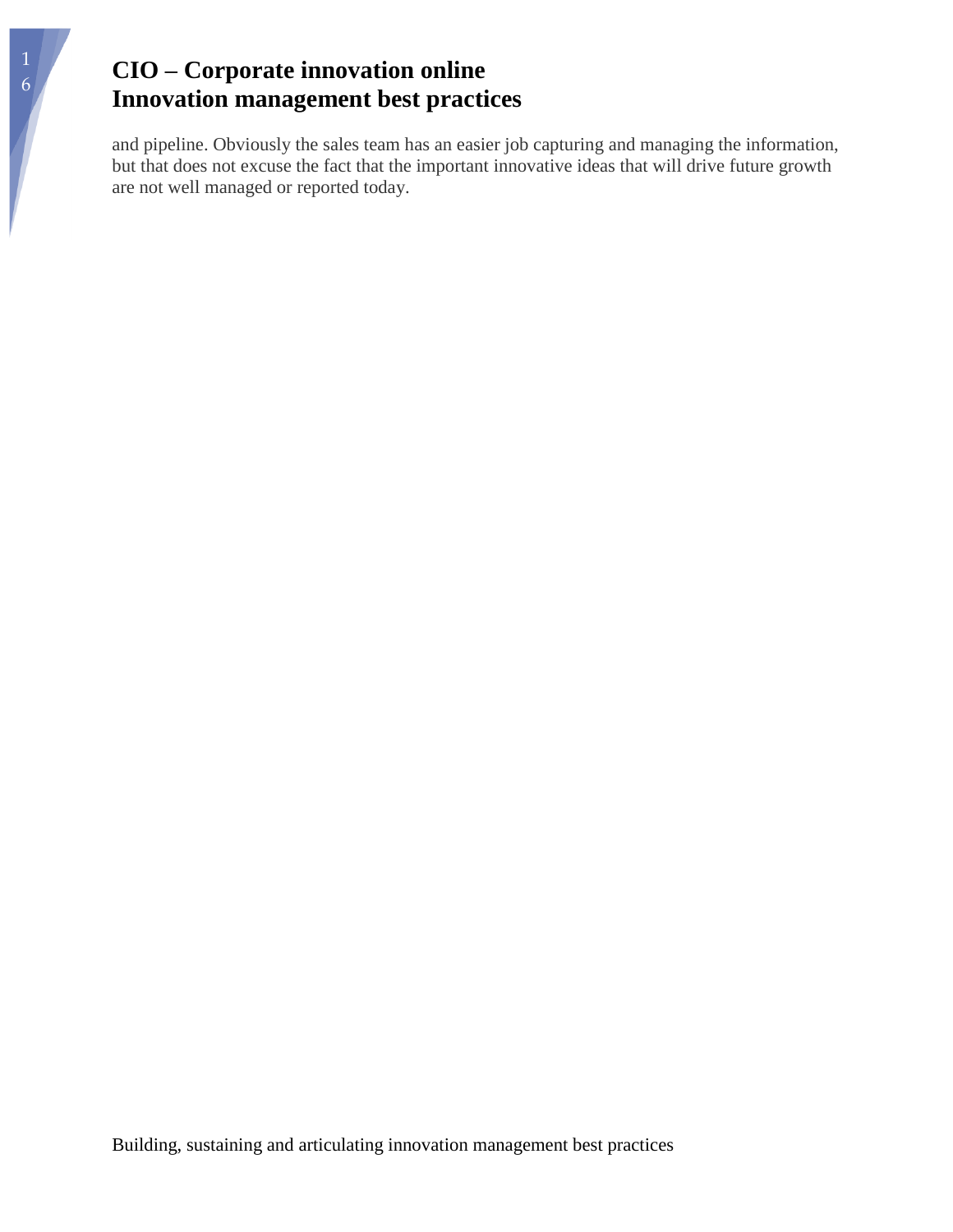and pipeline. Obviously the sales team has an easier job capturing and managing the information, but that does not excuse the fact that the important innovative ideas that will drive future growth are not well managed or reported today.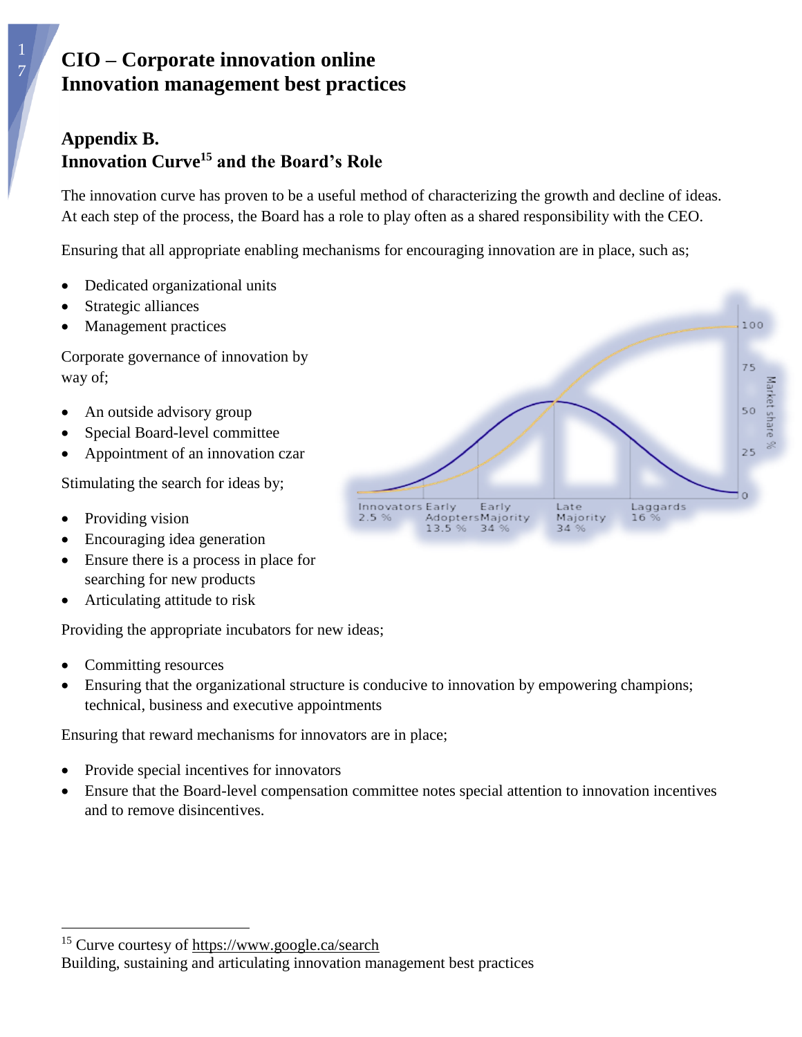# CIO – Corporate innovation online
# Innovation management best practices

## Appendix B.
## Innovation Curve[15] and the Board's Role

The innovation curve has proven to be a useful method of characterizing the growth and decline of ideas. At each step of the process, the Board has a role to play often as a shared responsibility with the CEO.

Ensuring that all appropriate enabling mechanisms for encouraging innovation are in place, such as;

- Dedicated organizational units
- Strategic alliances
- Management practices

Corporate governance of innovation by way of;

- An outside advisory group
- Special Board-level committee
- Appointment of an innovation czar

Stimulating the search for ideas by;

- Providing vision
- Encouraging idea generation
- Ensure there is a process in place for searching for new products
- Articulating attitude to risk

100
75
50
25
0
Market share %
Innovators 2.5 %
Early Adopters 13.5 %
Early Majority 34 %
Late Majority 34 %
Laggards 16 %

Providing the appropriate incubators for new ideas;

- Committing resources
- Ensuring that the organizational structure is conducive to innovation by empowering champions; technical, business and executive appointments

Ensuring that reward mechanisms for innovators are in place;

- Provide special incentives for innovators
- Ensure that the Board-level compensation committee notes special attention to innovation incentives and to remove disincentives.

[15] Curve courtesy of https://www.google.ca/search